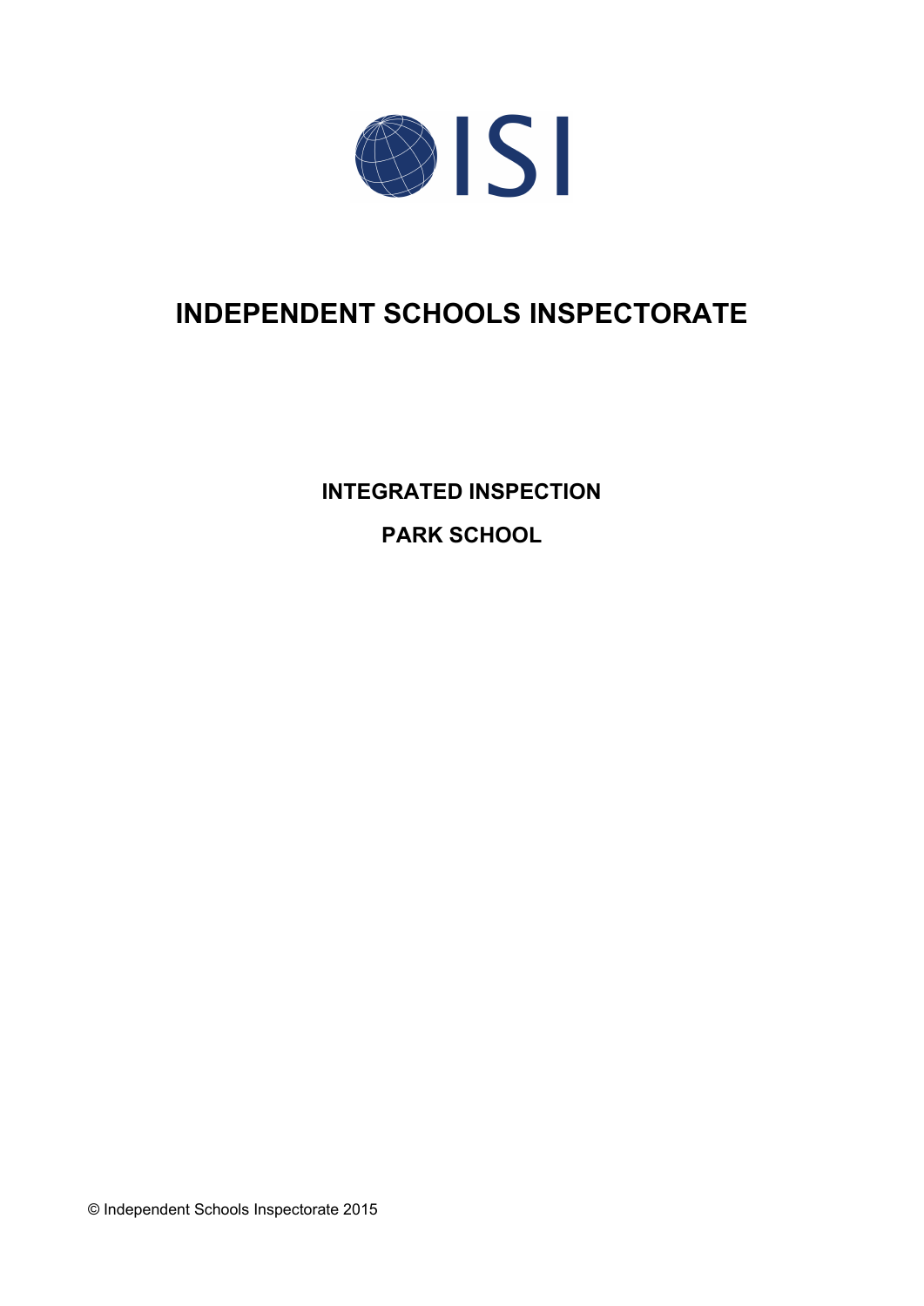ISI

# INDEPENDENT SCHOOLS INSPECTORATE

## INTEGRATED INSPECTION

## PARK SCHOOL

© Independent Schools Inspectorate 2015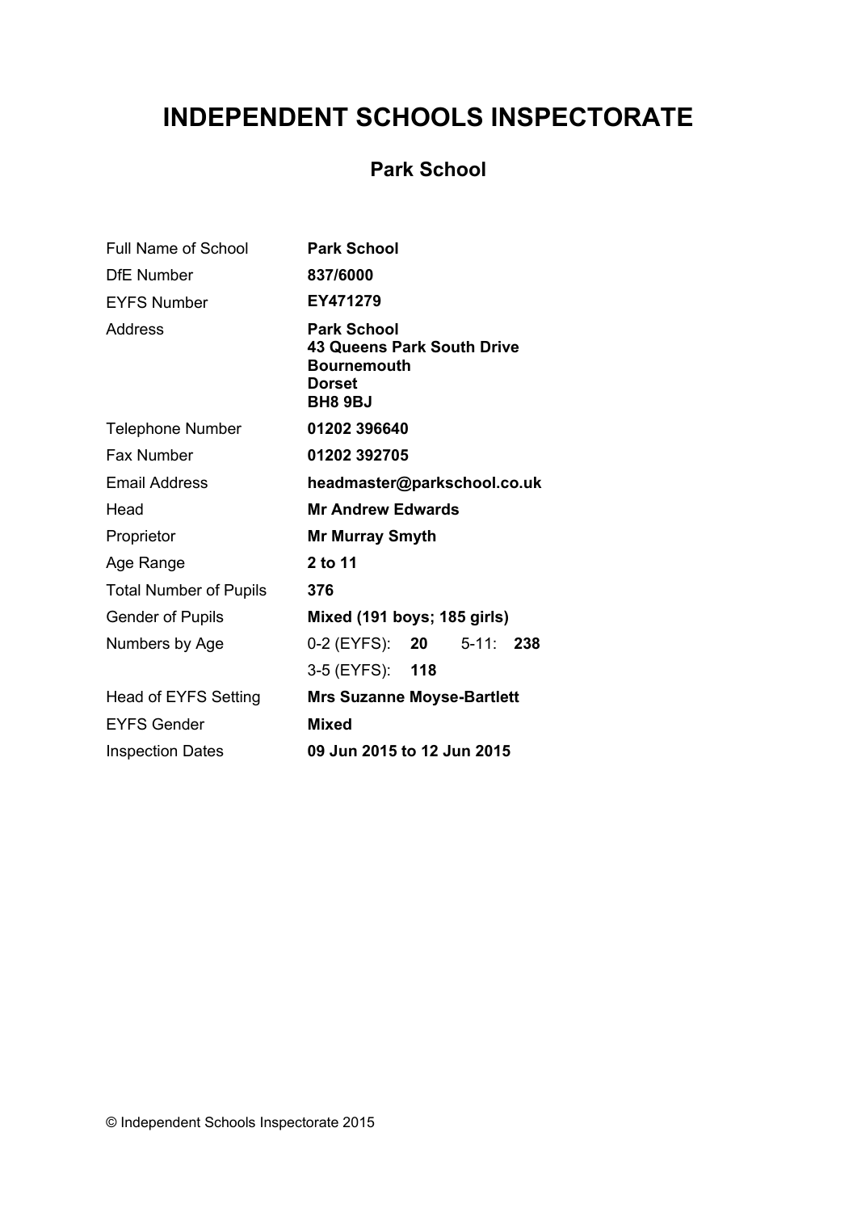# INDEPENDENT SCHOOLS INSPECTORATE

## Park School

| | |
|---|---|
| Full Name of School | **Park School** |
| DfE Number | **837/6000** |
| EYFS Number | **EY471279** |
| Address | **Park School**<br>**43 Queens Park South Drive**<br>**Bournemouth**<br>**Dorset**<br>**BH8 9BJ** |
| Telephone Number | **01202 396640** |
| Fax Number | **01202 392705** |
| Email Address | **headmaster@parkschool.co.uk** |
| Head | **Mr Andrew Edwards** |
| Proprietor | **Mr Murray Smyth** |
| Age Range | **2 to 11** |
| Total Number of Pupils | **376** |
| Gender of Pupils | **Mixed (191 boys; 185 girls)** |
| Numbers by Age | 0-2 (EYFS): **20** 5-11: **238** |
| | 3-5 (EYFS): **118** |
| Head of EYFS Setting | **Mrs Suzanne Moyse-Bartlett** |
| EYFS Gender | **Mixed** |
| Inspection Dates | **09 Jun 2015 to 12 Jun 2015** |

© Independent Schools Inspectorate 2015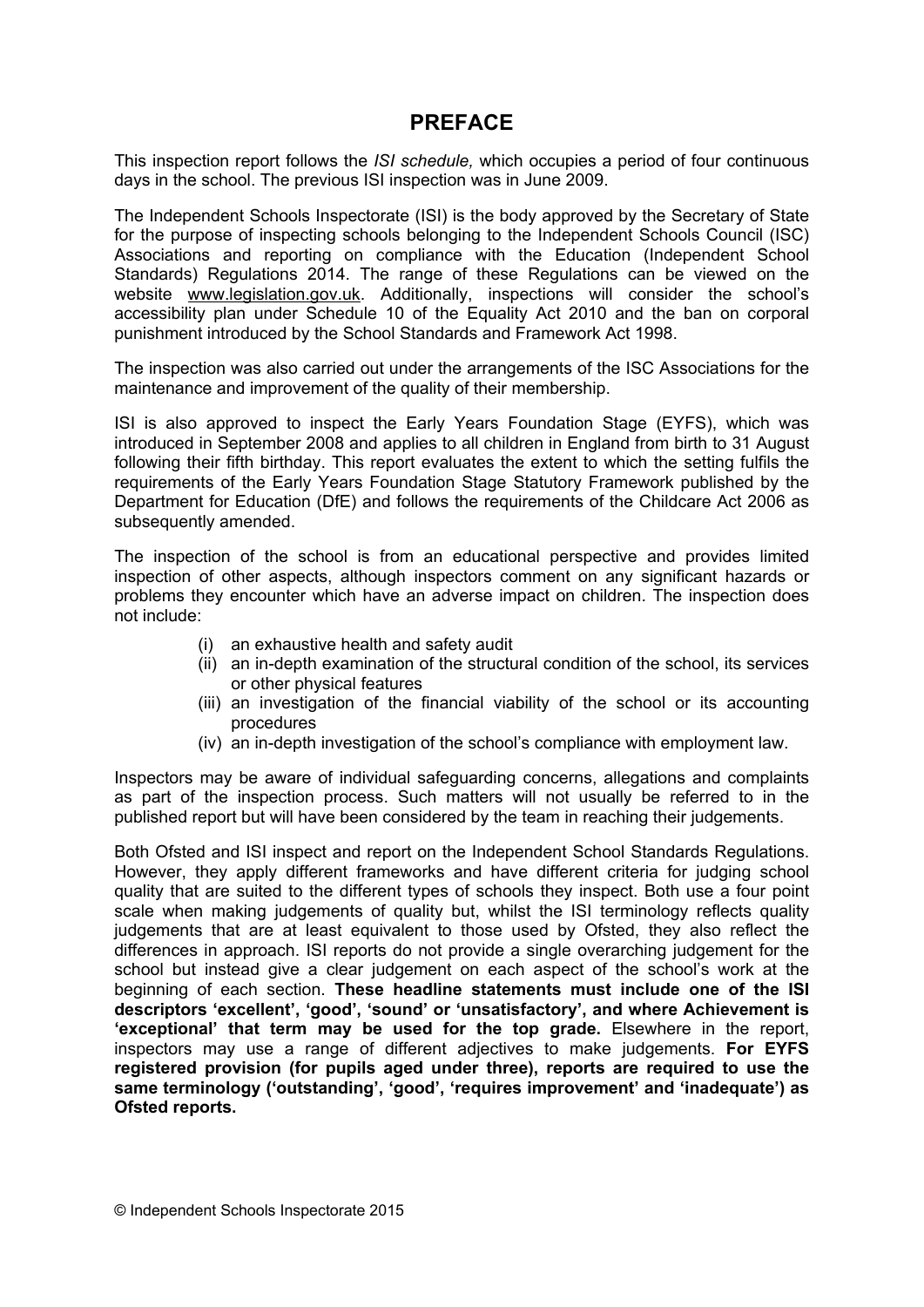# PREFACE

This inspection report follows the *ISI schedule,* which occupies a period of four continuous days in the school. The previous ISI inspection was in June 2009.

The Independent Schools Inspectorate (ISI) is the body approved by the Secretary of State for the purpose of inspecting schools belonging to the Independent Schools Council (ISC) Associations and reporting on compliance with the Education (Independent School Standards) Regulations 2014. The range of these Regulations can be viewed on the website www.legislation.gov.uk. Additionally, inspections will consider the school's accessibility plan under Schedule 10 of the Equality Act 2010 and the ban on corporal punishment introduced by the School Standards and Framework Act 1998.

The inspection was also carried out under the arrangements of the ISC Associations for the maintenance and improvement of the quality of their membership.

ISI is also approved to inspect the Early Years Foundation Stage (EYFS), which was introduced in September 2008 and applies to all children in England from birth to 31 August following their fifth birthday. This report evaluates the extent to which the setting fulfils the requirements of the Early Years Foundation Stage Statutory Framework published by the Department for Education (DfE) and follows the requirements of the Childcare Act 2006 as subsequently amended.

The inspection of the school is from an educational perspective and provides limited inspection of other aspects, although inspectors comment on any significant hazards or problems they encounter which have an adverse impact on children. The inspection does not include:

(i) an exhaustive health and safety audit
(ii) an in-depth examination of the structural condition of the school, its services or other physical features
(iii) an investigation of the financial viability of the school or its accounting procedures
(iv) an in-depth investigation of the school's compliance with employment law.

Inspectors may be aware of individual safeguarding concerns, allegations and complaints as part of the inspection process. Such matters will not usually be referred to in the published report but will have been considered by the team in reaching their judgements.

Both Ofsted and ISI inspect and report on the Independent School Standards Regulations. However, they apply different frameworks and have different criteria for judging school quality that are suited to the different types of schools they inspect. Both use a four point scale when making judgements of quality but, whilst the ISI terminology reflects quality judgements that are at least equivalent to those used by Ofsted, they also reflect the differences in approach. ISI reports do not provide a single overarching judgement for the school but instead give a clear judgement on each aspect of the school's work at the beginning of each section. **These headline statements must include one of the ISI descriptors 'excellent', 'good', 'sound' or 'unsatisfactory', and where Achievement is 'exceptional' that term may be used for the top grade.** Elsewhere in the report, inspectors may use a range of different adjectives to make judgements. **For EYFS registered provision (for pupils aged under three), reports are required to use the same terminology ('outstanding', 'good', 'requires improvement' and 'inadequate') as Ofsted reports.**

© Independent Schools Inspectorate 2015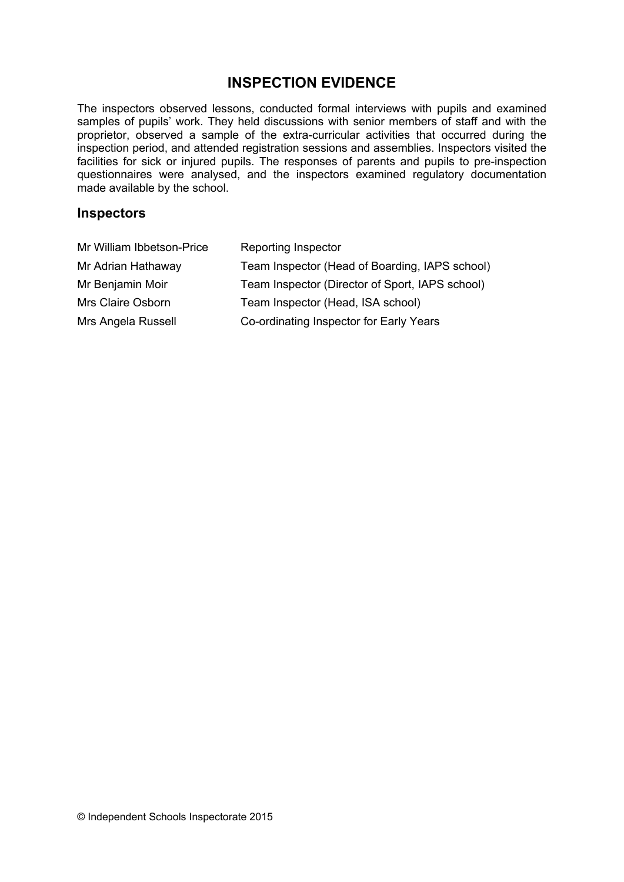## INSPECTION EVIDENCE

The inspectors observed lessons, conducted formal interviews with pupils and examined samples of pupils' work. They held discussions with senior members of staff and with the proprietor, observed a sample of the extra-curricular activities that occurred during the inspection period, and attended registration sessions and assemblies. Inspectors visited the facilities for sick or injured pupils. The responses of parents and pupils to pre-inspection questionnaires were analysed, and the inspectors examined regulatory documentation made available by the school.

### Inspectors

| | |
|---|---|
| Mr William Ibbetson-Price | Reporting Inspector |
| Mr Adrian Hathaway | Team Inspector (Head of Boarding, IAPS school) |
| Mr Benjamin Moir | Team Inspector (Director of Sport, IAPS school) |
| Mrs Claire Osborn | Team Inspector (Head, ISA school) |
| Mrs Angela Russell | Co-ordinating Inspector for Early Years |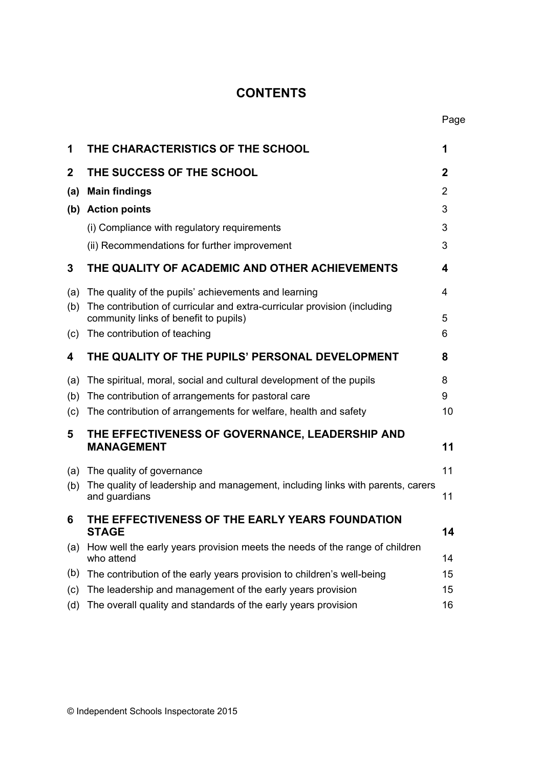# CONTENTS

| | | Page |
|---|---|---|
| **1** | **THE CHARACTERISTICS OF THE SCHOOL** | **1** |
| **2** | **THE SUCCESS OF THE SCHOOL** | **2** |
| **(a)** | **Main findings** | 2 |
| **(b)** | **Action points** | 3 |
| | (i) Compliance with regulatory requirements | 3 |
| | (ii) Recommendations for further improvement | 3 |
| **3** | **THE QUALITY OF ACADEMIC AND OTHER ACHIEVEMENTS** | **4** |
| (a) | The quality of the pupils' achievements and learning | 4 |
| (b) | The contribution of curricular and extra-curricular provision (including community links of benefit to pupils) | 5 |
| (c) | The contribution of teaching | 6 |
| **4** | **THE QUALITY OF THE PUPILS' PERSONAL DEVELOPMENT** | **8** |
| (a) | The spiritual, moral, social and cultural development of the pupils | 8 |
| (b) | The contribution of arrangements for pastoral care | 9 |
| (c) | The contribution of arrangements for welfare, health and safety | 10 |
| **5** | **THE EFFECTIVENESS OF GOVERNANCE, LEADERSHIP AND MANAGEMENT** | **11** |
| (a) | The quality of governance | 11 |
| (b) | The quality of leadership and management, including links with parents, carers and guardians | 11 |
| **6** | **THE EFFECTIVENESS OF THE EARLY YEARS FOUNDATION STAGE** | **14** |
| (a) | How well the early years provision meets the needs of the range of children who attend | 14 |
| (b) | The contribution of the early years provision to children's well-being | 15 |
| (c) | The leadership and management of the early years provision | 15 |
| (d) | The overall quality and standards of the early years provision | 16 |

© Independent Schools Inspectorate 2015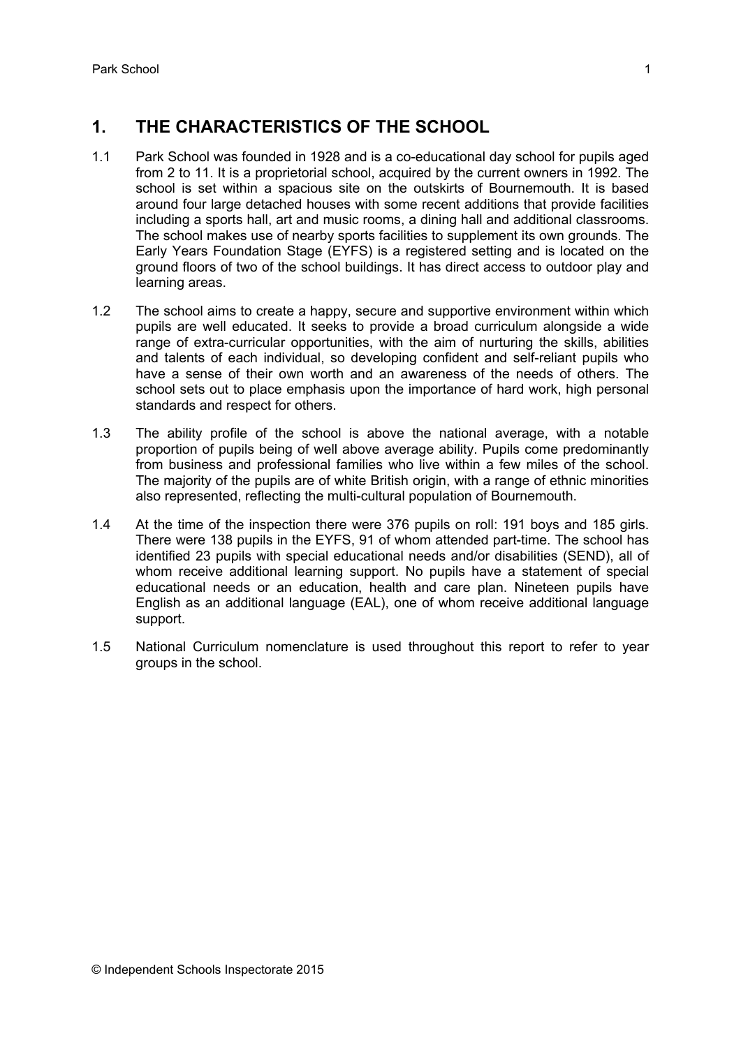## 1. THE CHARACTERISTICS OF THE SCHOOL

1.1 Park School was founded in 1928 and is a co-educational day school for pupils aged from 2 to 11. It is a proprietorial school, acquired by the current owners in 1992. The school is set within a spacious site on the outskirts of Bournemouth. It is based around four large detached houses with some recent additions that provide facilities including a sports hall, art and music rooms, a dining hall and additional classrooms. The school makes use of nearby sports facilities to supplement its own grounds. The Early Years Foundation Stage (EYFS) is a registered setting and is located on the ground floors of two of the school buildings. It has direct access to outdoor play and learning areas.

1.2 The school aims to create a happy, secure and supportive environment within which pupils are well educated. It seeks to provide a broad curriculum alongside a wide range of extra-curricular opportunities, with the aim of nurturing the skills, abilities and talents of each individual, so developing confident and self-reliant pupils who have a sense of their own worth and an awareness of the needs of others. The school sets out to place emphasis upon the importance of hard work, high personal standards and respect for others.

1.3 The ability profile of the school is above the national average, with a notable proportion of pupils being of well above average ability. Pupils come predominantly from business and professional families who live within a few miles of the school. The majority of the pupils are of white British origin, with a range of ethnic minorities also represented, reflecting the multi-cultural population of Bournemouth.

1.4 At the time of the inspection there were 376 pupils on roll: 191 boys and 185 girls. There were 138 pupils in the EYFS, 91 of whom attended part-time. The school has identified 23 pupils with special educational needs and/or disabilities (SEND), all of whom receive additional learning support. No pupils have a statement of special educational needs or an education, health and care plan. Nineteen pupils have English as an additional language (EAL), one of whom receive additional language support.

1.5 National Curriculum nomenclature is used throughout this report to refer to year groups in the school.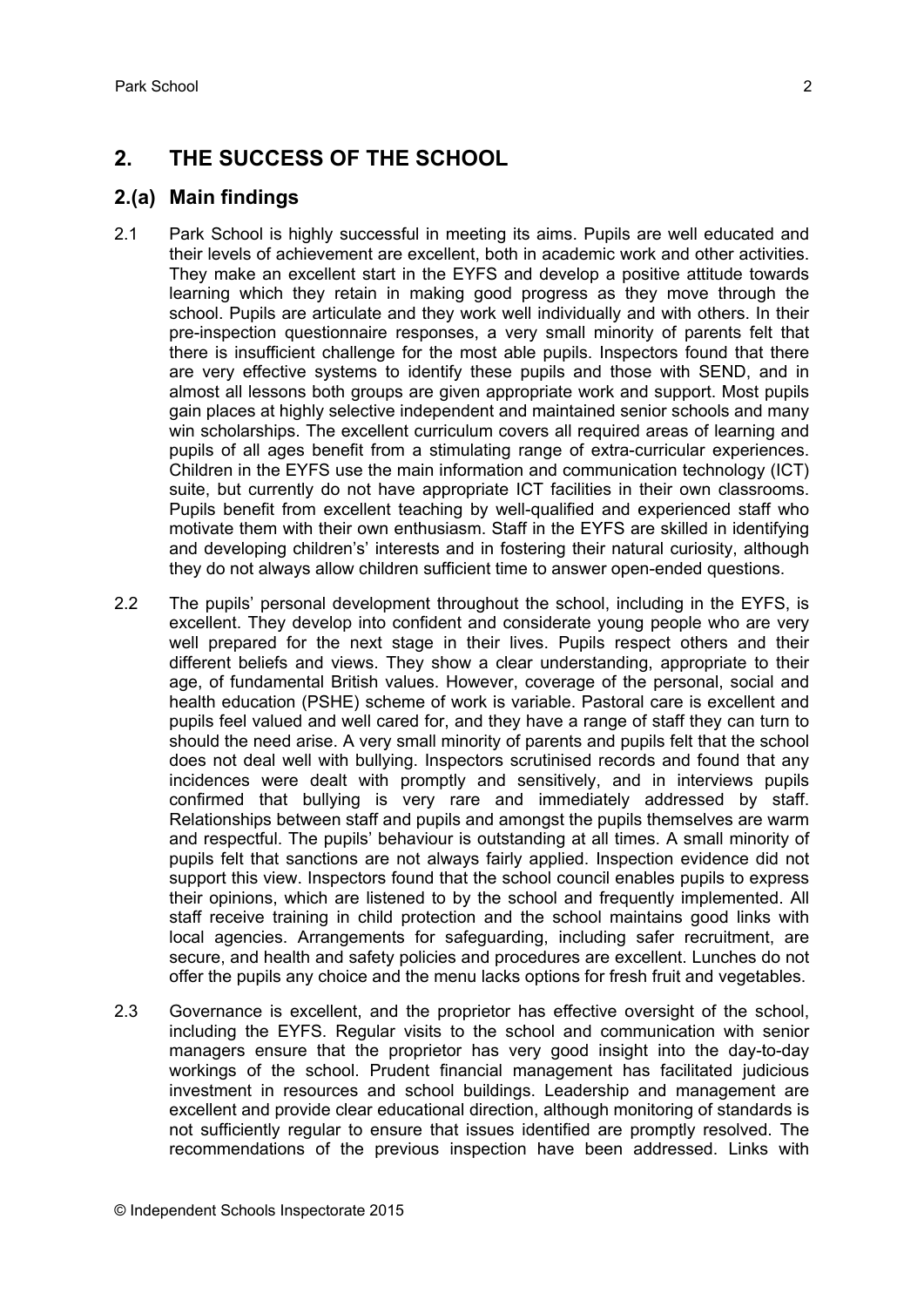## 2. THE SUCCESS OF THE SCHOOL

### 2.(a) Main findings

2.1 Park School is highly successful in meeting its aims. Pupils are well educated and their levels of achievement are excellent, both in academic work and other activities. They make an excellent start in the EYFS and develop a positive attitude towards learning which they retain in making good progress as they move through the school. Pupils are articulate and they work well individually and with others. In their pre-inspection questionnaire responses, a very small minority of parents felt that there is insufficient challenge for the most able pupils. Inspectors found that there are very effective systems to identify these pupils and those with SEND, and in almost all lessons both groups are given appropriate work and support. Most pupils gain places at highly selective independent and maintained senior schools and many win scholarships. The excellent curriculum covers all required areas of learning and pupils of all ages benefit from a stimulating range of extra-curricular experiences. Children in the EYFS use the main information and communication technology (ICT) suite, but currently do not have appropriate ICT facilities in their own classrooms. Pupils benefit from excellent teaching by well-qualified and experienced staff who motivate them with their own enthusiasm. Staff in the EYFS are skilled in identifying and developing children's' interests and in fostering their natural curiosity, although they do not always allow children sufficient time to answer open-ended questions.

2.2 The pupils' personal development throughout the school, including in the EYFS, is excellent. They develop into confident and considerate young people who are very well prepared for the next stage in their lives. Pupils respect others and their different beliefs and views. They show a clear understanding, appropriate to their age, of fundamental British values. However, coverage of the personal, social and health education (PSHE) scheme of work is variable. Pastoral care is excellent and pupils feel valued and well cared for, and they have a range of staff they can turn to should the need arise. A very small minority of parents and pupils felt that the school does not deal well with bullying. Inspectors scrutinised records and found that any incidences were dealt with promptly and sensitively, and in interviews pupils confirmed that bullying is very rare and immediately addressed by staff. Relationships between staff and pupils and amongst the pupils themselves are warm and respectful. The pupils' behaviour is outstanding at all times. A small minority of pupils felt that sanctions are not always fairly applied. Inspection evidence did not support this view. Inspectors found that the school council enables pupils to express their opinions, which are listened to by the school and frequently implemented. All staff receive training in child protection and the school maintains good links with local agencies. Arrangements for safeguarding, including safer recruitment, are secure, and health and safety policies and procedures are excellent. Lunches do not offer the pupils any choice and the menu lacks options for fresh fruit and vegetables.

2.3 Governance is excellent, and the proprietor has effective oversight of the school, including the EYFS. Regular visits to the school and communication with senior managers ensure that the proprietor has very good insight into the day-to-day workings of the school. Prudent financial management has facilitated judicious investment in resources and school buildings. Leadership and management are excellent and provide clear educational direction, although monitoring of standards is not sufficiently regular to ensure that issues identified are promptly resolved. The recommendations of the previous inspection have been addressed. Links with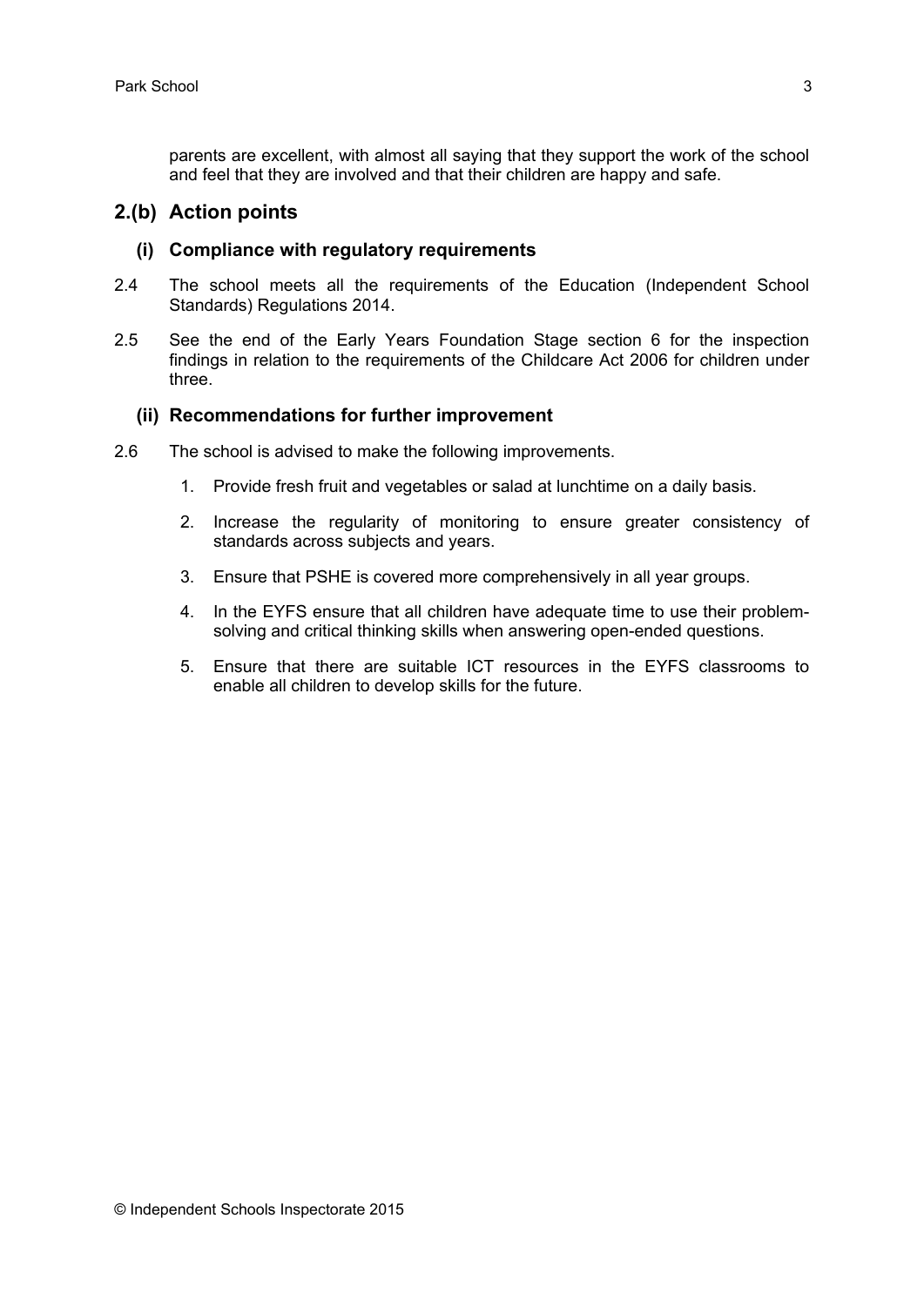parents are excellent, with almost all saying that they support the work of the school and feel that they are involved and that their children are happy and safe.

## 2.(b) Action points

### (i) Compliance with regulatory requirements

2.4 The school meets all the requirements of the Education (Independent School Standards) Regulations 2014.

2.5 See the end of the Early Years Foundation Stage section 6 for the inspection findings in relation to the requirements of the Childcare Act 2006 for children under three.

### (ii) Recommendations for further improvement

2.6 The school is advised to make the following improvements.

1. Provide fresh fruit and vegetables or salad at lunchtime on a daily basis.
2. Increase the regularity of monitoring to ensure greater consistency of standards across subjects and years.
3. Ensure that PSHE is covered more comprehensively in all year groups.
4. In the EYFS ensure that all children have adequate time to use their problem-solving and critical thinking skills when answering open-ended questions.
5. Ensure that there are suitable ICT resources in the EYFS classrooms to enable all children to develop skills for the future.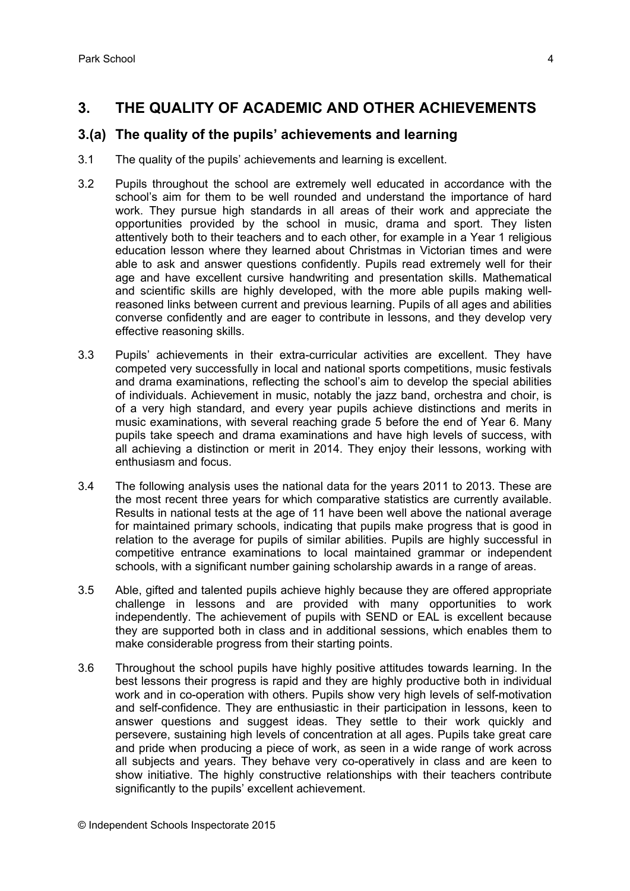## 3. THE QUALITY OF ACADEMIC AND OTHER ACHIEVEMENTS

### 3.(a) The quality of the pupils' achievements and learning

3.1 The quality of the pupils' achievements and learning is excellent.

3.2 Pupils throughout the school are extremely well educated in accordance with the school's aim for them to be well rounded and understand the importance of hard work. They pursue high standards in all areas of their work and appreciate the opportunities provided by the school in music, drama and sport. They listen attentively both to their teachers and to each other, for example in a Year 1 religious education lesson where they learned about Christmas in Victorian times and were able to ask and answer questions confidently. Pupils read extremely well for their age and have excellent cursive handwriting and presentation skills. Mathematical and scientific skills are highly developed, with the more able pupils making well-reasoned links between current and previous learning. Pupils of all ages and abilities converse confidently and are eager to contribute in lessons, and they develop very effective reasoning skills.

3.3 Pupils' achievements in their extra-curricular activities are excellent. They have competed very successfully in local and national sports competitions, music festivals and drama examinations, reflecting the school's aim to develop the special abilities of individuals. Achievement in music, notably the jazz band, orchestra and choir, is of a very high standard, and every year pupils achieve distinctions and merits in music examinations, with several reaching grade 5 before the end of Year 6. Many pupils take speech and drama examinations and have high levels of success, with all achieving a distinction or merit in 2014. They enjoy their lessons, working with enthusiasm and focus.

3.4 The following analysis uses the national data for the years 2011 to 2013. These are the most recent three years for which comparative statistics are currently available. Results in national tests at the age of 11 have been well above the national average for maintained primary schools, indicating that pupils make progress that is good in relation to the average for pupils of similar abilities. Pupils are highly successful in competitive entrance examinations to local maintained grammar or independent schools, with a significant number gaining scholarship awards in a range of areas.

3.5 Able, gifted and talented pupils achieve highly because they are offered appropriate challenge in lessons and are provided with many opportunities to work independently. The achievement of pupils with SEND or EAL is excellent because they are supported both in class and in additional sessions, which enables them to make considerable progress from their starting points.

3.6 Throughout the school pupils have highly positive attitudes towards learning. In the best lessons their progress is rapid and they are highly productive both in individual work and in co-operation with others. Pupils show very high levels of self-motivation and self-confidence. They are enthusiastic in their participation in lessons, keen to answer questions and suggest ideas. They settle to their work quickly and persevere, sustaining high levels of concentration at all ages. Pupils take great care and pride when producing a piece of work, as seen in a wide range of work across all subjects and years. They behave very co-operatively in class and are keen to show initiative. The highly constructive relationships with their teachers contribute significantly to the pupils' excellent achievement.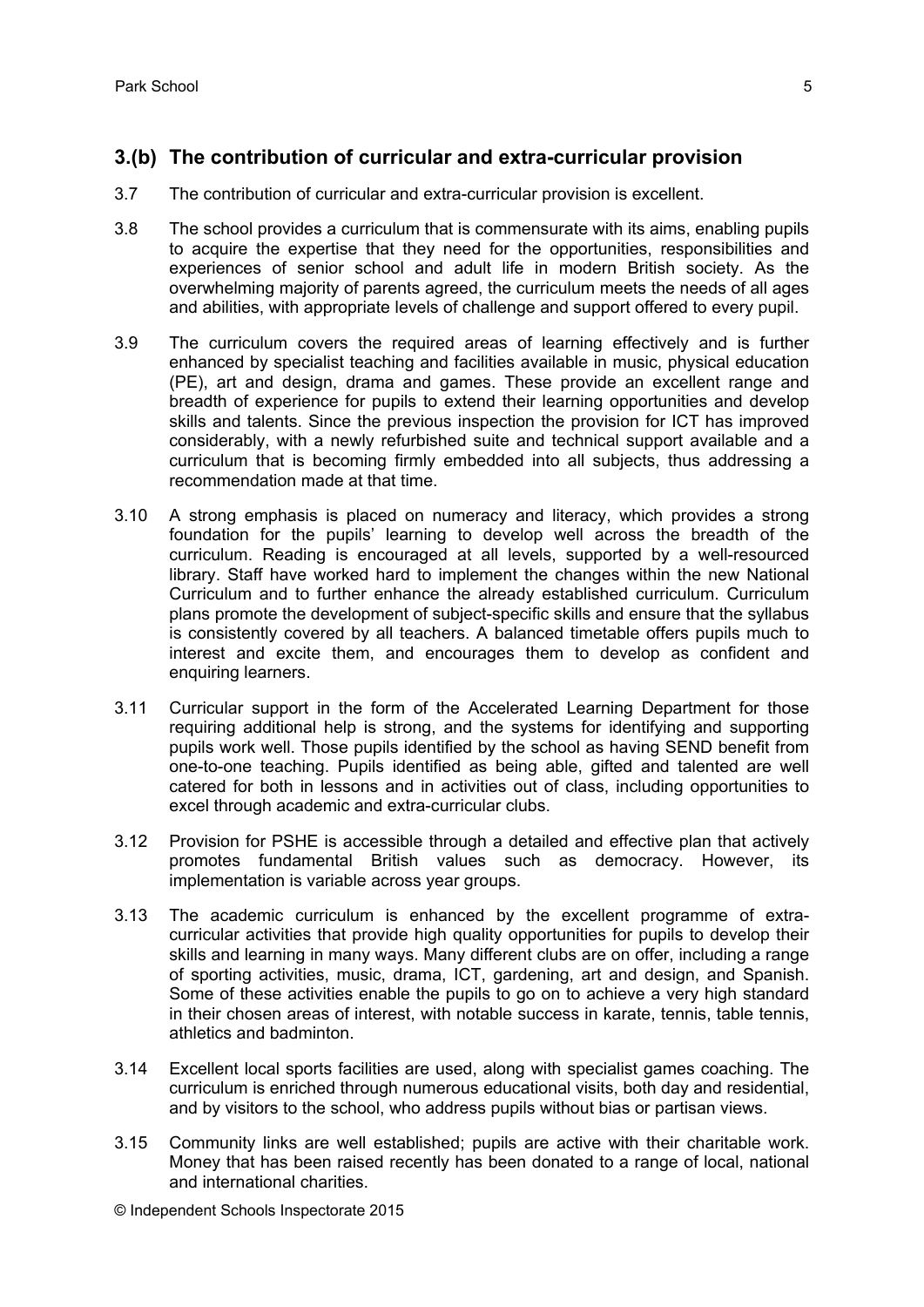## 3.(b) The contribution of curricular and extra-curricular provision

3.7 The contribution of curricular and extra-curricular provision is excellent.

3.8 The school provides a curriculum that is commensurate with its aims, enabling pupils to acquire the expertise that they need for the opportunities, responsibilities and experiences of senior school and adult life in modern British society. As the overwhelming majority of parents agreed, the curriculum meets the needs of all ages and abilities, with appropriate levels of challenge and support offered to every pupil.

3.9 The curriculum covers the required areas of learning effectively and is further enhanced by specialist teaching and facilities available in music, physical education (PE), art and design, drama and games. These provide an excellent range and breadth of experience for pupils to extend their learning opportunities and develop skills and talents. Since the previous inspection the provision for ICT has improved considerably, with a newly refurbished suite and technical support available and a curriculum that is becoming firmly embedded into all subjects, thus addressing a recommendation made at that time.

3.10 A strong emphasis is placed on numeracy and literacy, which provides a strong foundation for the pupils' learning to develop well across the breadth of the curriculum. Reading is encouraged at all levels, supported by a well-resourced library. Staff have worked hard to implement the changes within the new National Curriculum and to further enhance the already established curriculum. Curriculum plans promote the development of subject-specific skills and ensure that the syllabus is consistently covered by all teachers. A balanced timetable offers pupils much to interest and excite them, and encourages them to develop as confident and enquiring learners.

3.11 Curricular support in the form of the Accelerated Learning Department for those requiring additional help is strong, and the systems for identifying and supporting pupils work well. Those pupils identified by the school as having SEND benefit from one-to-one teaching. Pupils identified as being able, gifted and talented are well catered for both in lessons and in activities out of class, including opportunities to excel through academic and extra-curricular clubs.

3.12 Provision for PSHE is accessible through a detailed and effective plan that actively promotes fundamental British values such as democracy. However, its implementation is variable across year groups.

3.13 The academic curriculum is enhanced by the excellent programme of extra-curricular activities that provide high quality opportunities for pupils to develop their skills and learning in many ways. Many different clubs are on offer, including a range of sporting activities, music, drama, ICT, gardening, art and design, and Spanish. Some of these activities enable the pupils to go on to achieve a very high standard in their chosen areas of interest, with notable success in karate, tennis, table tennis, athletics and badminton.

3.14 Excellent local sports facilities are used, along with specialist games coaching. The curriculum is enriched through numerous educational visits, both day and residential, and by visitors to the school, who address pupils without bias or partisan views.

3.15 Community links are well established; pupils are active with their charitable work. Money that has been raised recently has been donated to a range of local, national and international charities.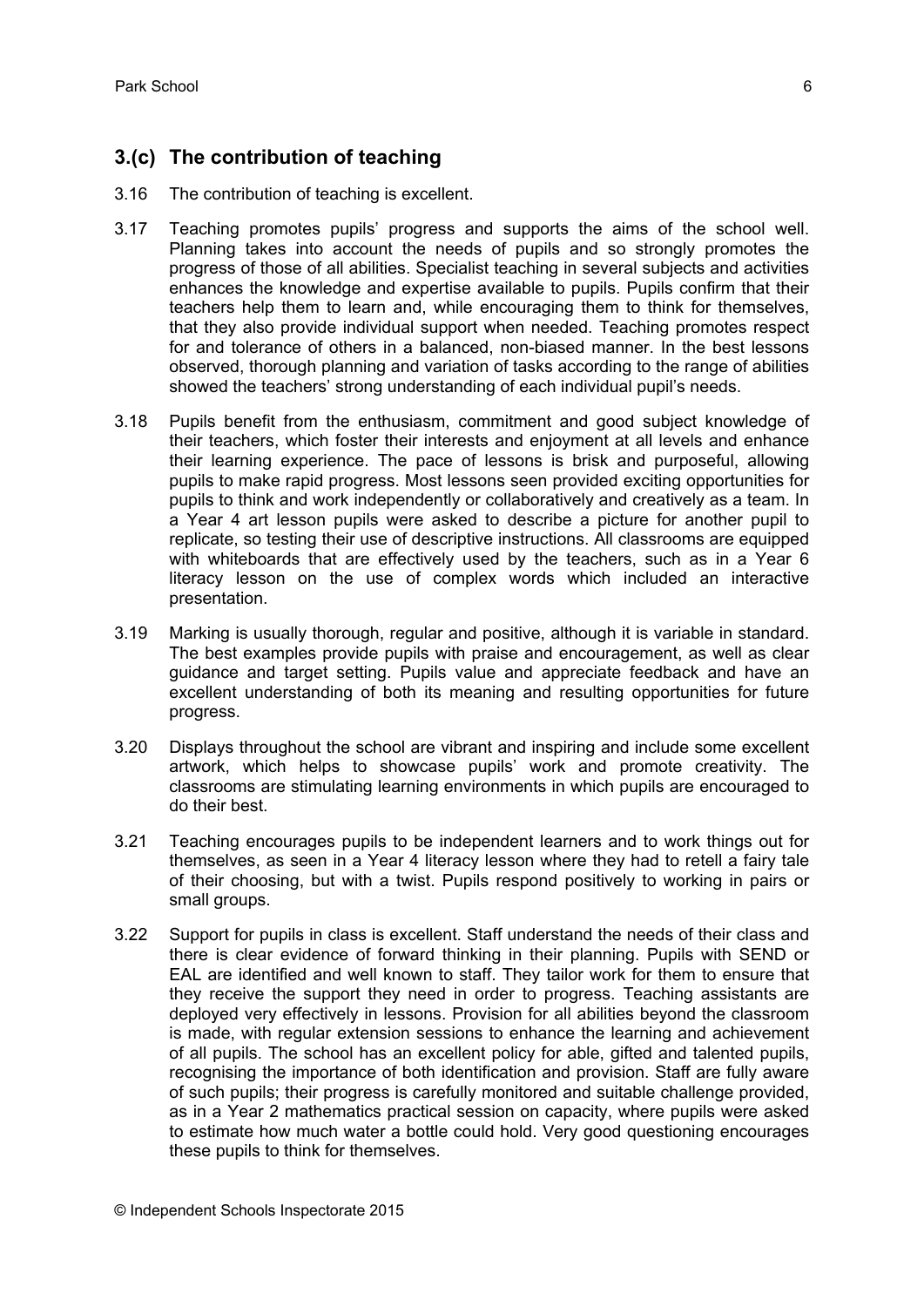## 3.(c) The contribution of teaching

3.16 The contribution of teaching is excellent.

3.17 Teaching promotes pupils' progress and supports the aims of the school well. Planning takes into account the needs of pupils and so strongly promotes the progress of those of all abilities. Specialist teaching in several subjects and activities enhances the knowledge and expertise available to pupils. Pupils confirm that their teachers help them to learn and, while encouraging them to think for themselves, that they also provide individual support when needed. Teaching promotes respect for and tolerance of others in a balanced, non-biased manner. In the best lessons observed, thorough planning and variation of tasks according to the range of abilities showed the teachers' strong understanding of each individual pupil's needs.

3.18 Pupils benefit from the enthusiasm, commitment and good subject knowledge of their teachers, which foster their interests and enjoyment at all levels and enhance their learning experience. The pace of lessons is brisk and purposeful, allowing pupils to make rapid progress. Most lessons seen provided exciting opportunities for pupils to think and work independently or collaboratively and creatively as a team. In a Year 4 art lesson pupils were asked to describe a picture for another pupil to replicate, so testing their use of descriptive instructions. All classrooms are equipped with whiteboards that are effectively used by the teachers, such as in a Year 6 literacy lesson on the use of complex words which included an interactive presentation.

3.19 Marking is usually thorough, regular and positive, although it is variable in standard. The best examples provide pupils with praise and encouragement, as well as clear guidance and target setting. Pupils value and appreciate feedback and have an excellent understanding of both its meaning and resulting opportunities for future progress.

3.20 Displays throughout the school are vibrant and inspiring and include some excellent artwork, which helps to showcase pupils' work and promote creativity. The classrooms are stimulating learning environments in which pupils are encouraged to do their best.

3.21 Teaching encourages pupils to be independent learners and to work things out for themselves, as seen in a Year 4 literacy lesson where they had to retell a fairy tale of their choosing, but with a twist. Pupils respond positively to working in pairs or small groups.

3.22 Support for pupils in class is excellent. Staff understand the needs of their class and there is clear evidence of forward thinking in their planning. Pupils with SEND or EAL are identified and well known to staff. They tailor work for them to ensure that they receive the support they need in order to progress. Teaching assistants are deployed very effectively in lessons. Provision for all abilities beyond the classroom is made, with regular extension sessions to enhance the learning and achievement of all pupils. The school has an excellent policy for able, gifted and talented pupils, recognising the importance of both identification and provision. Staff are fully aware of such pupils; their progress is carefully monitored and suitable challenge provided, as in a Year 2 mathematics practical session on capacity, where pupils were asked to estimate how much water a bottle could hold. Very good questioning encourages these pupils to think for themselves.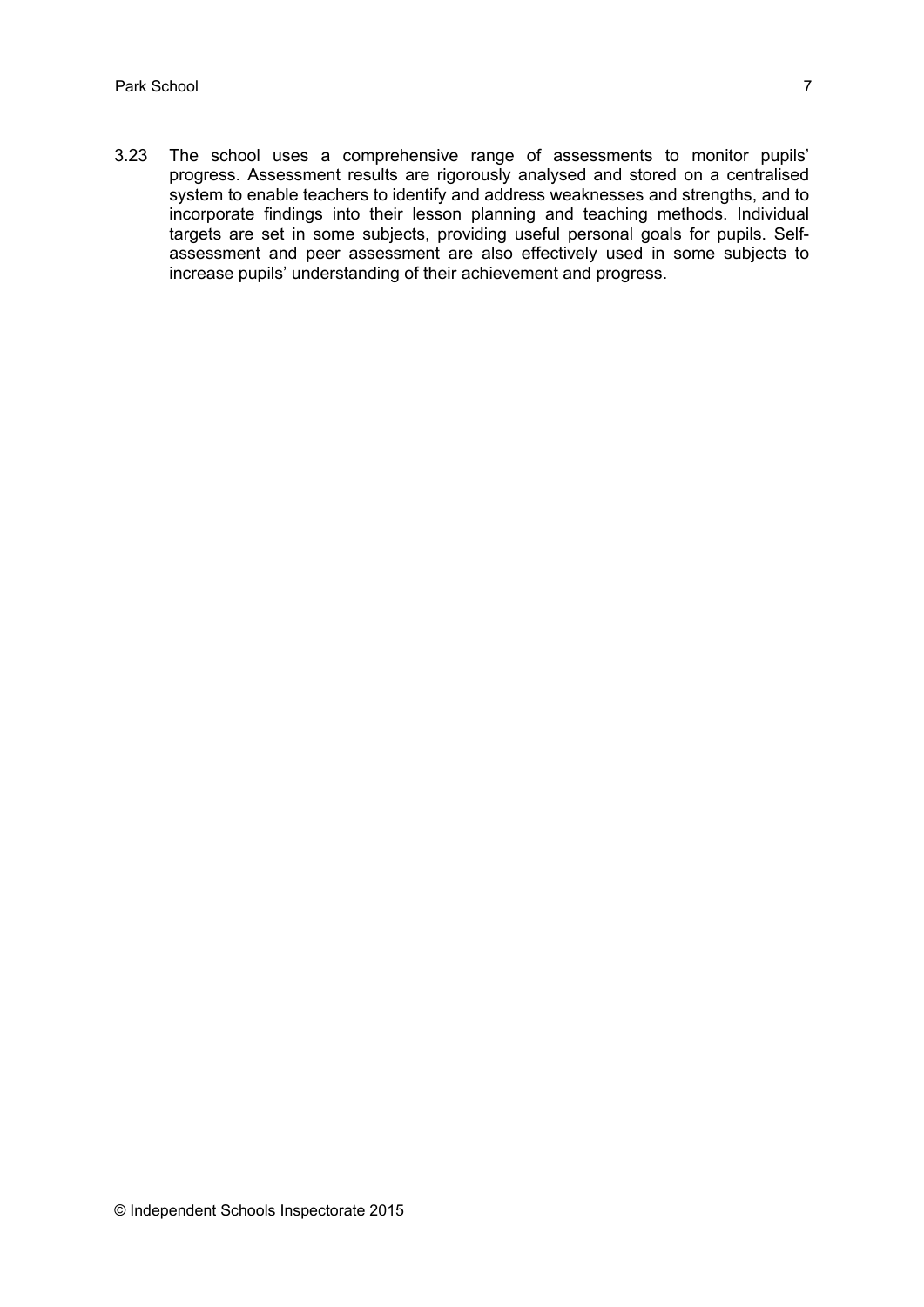3.23 The school uses a comprehensive range of assessments to monitor pupils' progress. Assessment results are rigorously analysed and stored on a centralised system to enable teachers to identify and address weaknesses and strengths, and to incorporate findings into their lesson planning and teaching methods. Individual targets are set in some subjects, providing useful personal goals for pupils. Self-assessment and peer assessment are also effectively used in some subjects to increase pupils' understanding of their achievement and progress.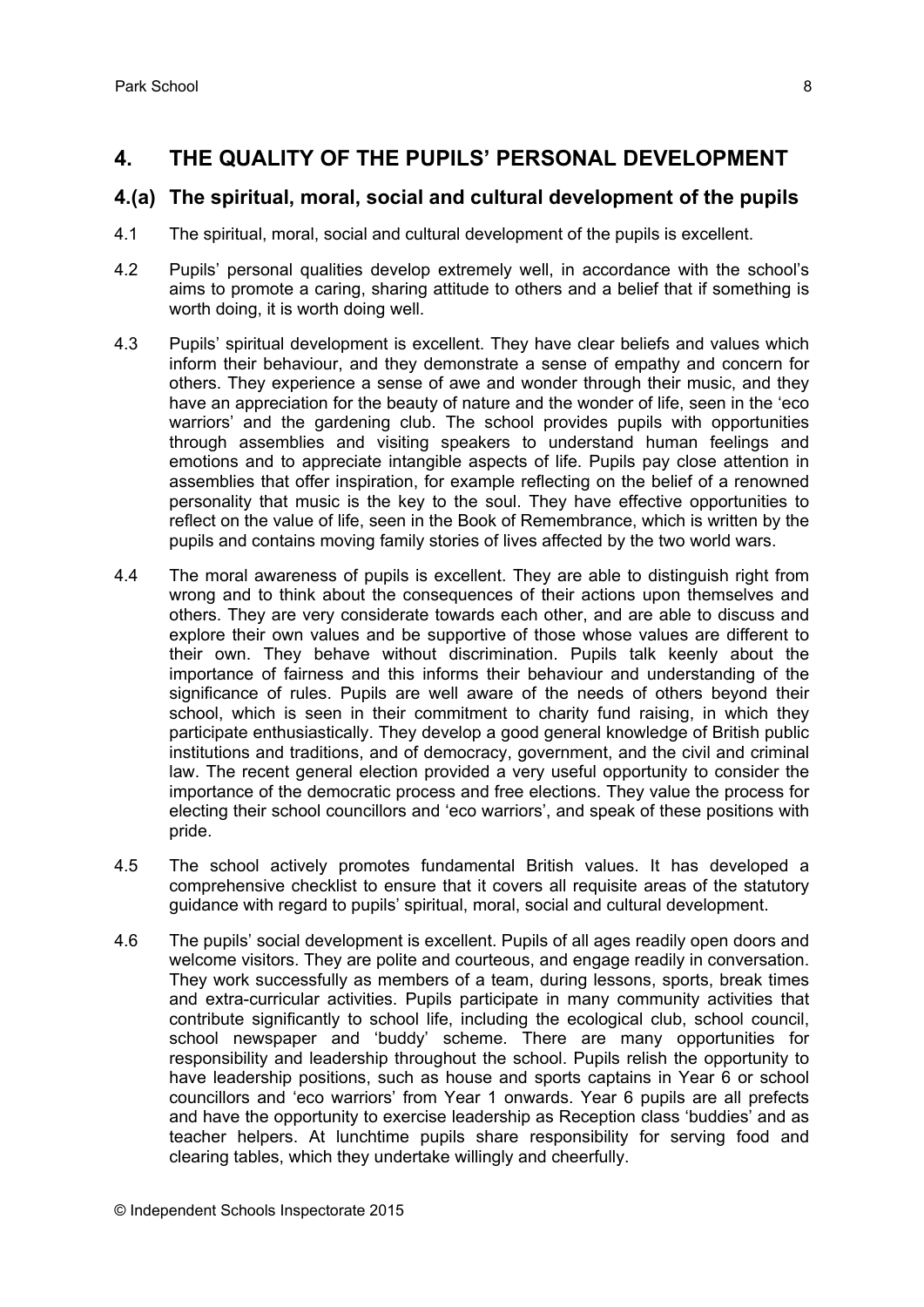## 4. THE QUALITY OF THE PUPILS' PERSONAL DEVELOPMENT

### 4.(a) The spiritual, moral, social and cultural development of the pupils

4.1 The spiritual, moral, social and cultural development of the pupils is excellent.

4.2 Pupils' personal qualities develop extremely well, in accordance with the school's aims to promote a caring, sharing attitude to others and a belief that if something is worth doing, it is worth doing well.

4.3 Pupils' spiritual development is excellent. They have clear beliefs and values which inform their behaviour, and they demonstrate a sense of empathy and concern for others. They experience a sense of awe and wonder through their music, and they have an appreciation for the beauty of nature and the wonder of life, seen in the 'eco warriors' and the gardening club. The school provides pupils with opportunities through assemblies and visiting speakers to understand human feelings and emotions and to appreciate intangible aspects of life. Pupils pay close attention in assemblies that offer inspiration, for example reflecting on the belief of a renowned personality that music is the key to the soul. They have effective opportunities to reflect on the value of life, seen in the Book of Remembrance, which is written by the pupils and contains moving family stories of lives affected by the two world wars.

4.4 The moral awareness of pupils is excellent. They are able to distinguish right from wrong and to think about the consequences of their actions upon themselves and others. They are very considerate towards each other, and are able to discuss and explore their own values and be supportive of those whose values are different to their own. They behave without discrimination. Pupils talk keenly about the importance of fairness and this informs their behaviour and understanding of the significance of rules. Pupils are well aware of the needs of others beyond their school, which is seen in their commitment to charity fund raising, in which they participate enthusiastically. They develop a good general knowledge of British public institutions and traditions, and of democracy, government, and the civil and criminal law. The recent general election provided a very useful opportunity to consider the importance of the democratic process and free elections. They value the process for electing their school councillors and 'eco warriors', and speak of these positions with pride.

4.5 The school actively promotes fundamental British values. It has developed a comprehensive checklist to ensure that it covers all requisite areas of the statutory guidance with regard to pupils' spiritual, moral, social and cultural development.

4.6 The pupils' social development is excellent. Pupils of all ages readily open doors and welcome visitors. They are polite and courteous, and engage readily in conversation. They work successfully as members of a team, during lessons, sports, break times and extra-curricular activities. Pupils participate in many community activities that contribute significantly to school life, including the ecological club, school council, school newspaper and 'buddy' scheme. There are many opportunities for responsibility and leadership throughout the school. Pupils relish the opportunity to have leadership positions, such as house and sports captains in Year 6 or school councillors and 'eco warriors' from Year 1 onwards. Year 6 pupils are all prefects and have the opportunity to exercise leadership as Reception class 'buddies' and as teacher helpers. At lunchtime pupils share responsibility for serving food and clearing tables, which they undertake willingly and cheerfully.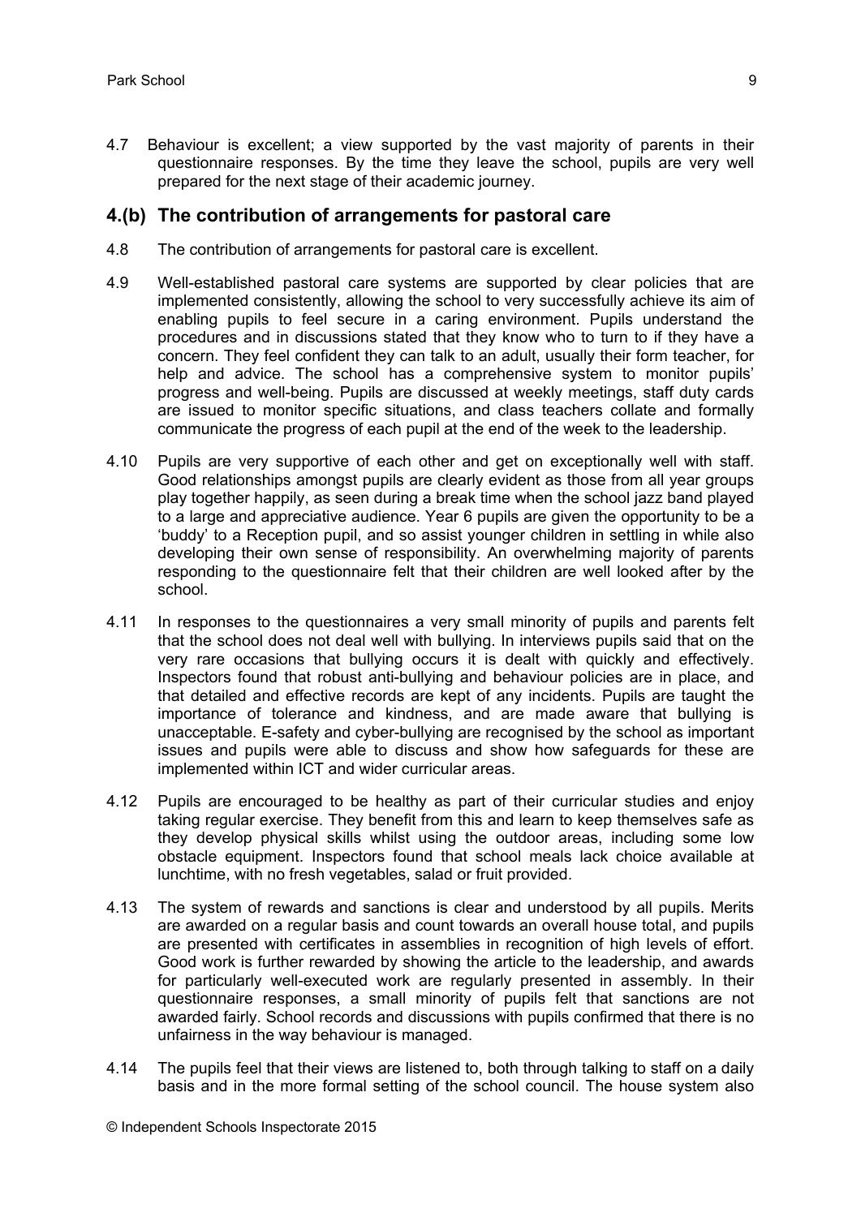4.7 Behaviour is excellent; a view supported by the vast majority of parents in their questionnaire responses. By the time they leave the school, pupils are very well prepared for the next stage of their academic journey.

## 4.(b) The contribution of arrangements for pastoral care

4.8 The contribution of arrangements for pastoral care is excellent.

4.9 Well-established pastoral care systems are supported by clear policies that are implemented consistently, allowing the school to very successfully achieve its aim of enabling pupils to feel secure in a caring environment. Pupils understand the procedures and in discussions stated that they know who to turn to if they have a concern. They feel confident they can talk to an adult, usually their form teacher, for help and advice. The school has a comprehensive system to monitor pupils' progress and well-being. Pupils are discussed at weekly meetings, staff duty cards are issued to monitor specific situations, and class teachers collate and formally communicate the progress of each pupil at the end of the week to the leadership.

4.10 Pupils are very supportive of each other and get on exceptionally well with staff. Good relationships amongst pupils are clearly evident as those from all year groups play together happily, as seen during a break time when the school jazz band played to a large and appreciative audience. Year 6 pupils are given the opportunity to be a 'buddy' to a Reception pupil, and so assist younger children in settling in while also developing their own sense of responsibility. An overwhelming majority of parents responding to the questionnaire felt that their children are well looked after by the school.

4.11 In responses to the questionnaires a very small minority of pupils and parents felt that the school does not deal well with bullying. In interviews pupils said that on the very rare occasions that bullying occurs it is dealt with quickly and effectively. Inspectors found that robust anti-bullying and behaviour policies are in place, and that detailed and effective records are kept of any incidents. Pupils are taught the importance of tolerance and kindness, and are made aware that bullying is unacceptable. E-safety and cyber-bullying are recognised by the school as important issues and pupils were able to discuss and show how safeguards for these are implemented within ICT and wider curricular areas.

4.12 Pupils are encouraged to be healthy as part of their curricular studies and enjoy taking regular exercise. They benefit from this and learn to keep themselves safe as they develop physical skills whilst using the outdoor areas, including some low obstacle equipment. Inspectors found that school meals lack choice available at lunchtime, with no fresh vegetables, salad or fruit provided.

4.13 The system of rewards and sanctions is clear and understood by all pupils. Merits are awarded on a regular basis and count towards an overall house total, and pupils are presented with certificates in assemblies in recognition of high levels of effort. Good work is further rewarded by showing the article to the leadership, and awards for particularly well-executed work are regularly presented in assembly. In their questionnaire responses, a small minority of pupils felt that sanctions are not awarded fairly. School records and discussions with pupils confirmed that there is no unfairness in the way behaviour is managed.

4.14 The pupils feel that their views are listened to, both through talking to staff on a daily basis and in the more formal setting of the school council. The house system also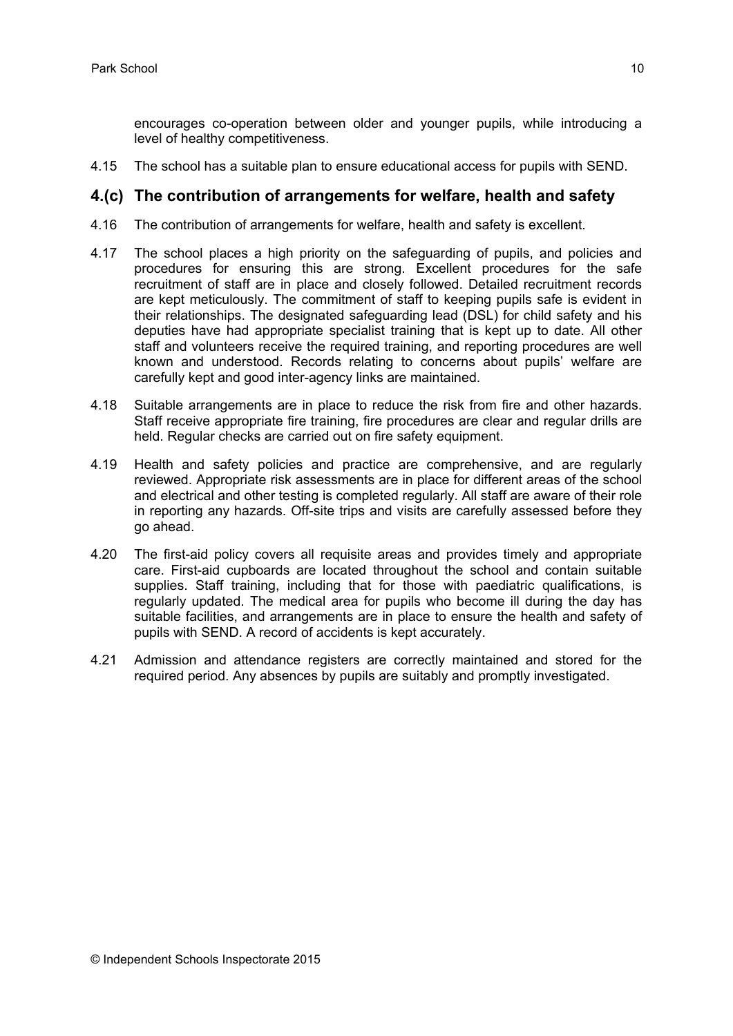encourages co-operation between older and younger pupils, while introducing a level of healthy competitiveness.

4.15 The school has a suitable plan to ensure educational access for pupils with SEND.

## 4.(c) The contribution of arrangements for welfare, health and safety

4.16 The contribution of arrangements for welfare, health and safety is excellent.

4.17 The school places a high priority on the safeguarding of pupils, and policies and procedures for ensuring this are strong. Excellent procedures for the safe recruitment of staff are in place and closely followed. Detailed recruitment records are kept meticulously. The commitment of staff to keeping pupils safe is evident in their relationships. The designated safeguarding lead (DSL) for child safety and his deputies have had appropriate specialist training that is kept up to date. All other staff and volunteers receive the required training, and reporting procedures are well known and understood. Records relating to concerns about pupils' welfare are carefully kept and good inter-agency links are maintained.

4.18 Suitable arrangements are in place to reduce the risk from fire and other hazards. Staff receive appropriate fire training, fire procedures are clear and regular drills are held. Regular checks are carried out on fire safety equipment.

4.19 Health and safety policies and practice are comprehensive, and are regularly reviewed. Appropriate risk assessments are in place for different areas of the school and electrical and other testing is completed regularly. All staff are aware of their role in reporting any hazards. Off-site trips and visits are carefully assessed before they go ahead.

4.20 The first-aid policy covers all requisite areas and provides timely and appropriate care. First-aid cupboards are located throughout the school and contain suitable supplies. Staff training, including that for those with paediatric qualifications, is regularly updated. The medical area for pupils who become ill during the day has suitable facilities, and arrangements are in place to ensure the health and safety of pupils with SEND. A record of accidents is kept accurately.

4.21 Admission and attendance registers are correctly maintained and stored for the required period. Any absences by pupils are suitably and promptly investigated.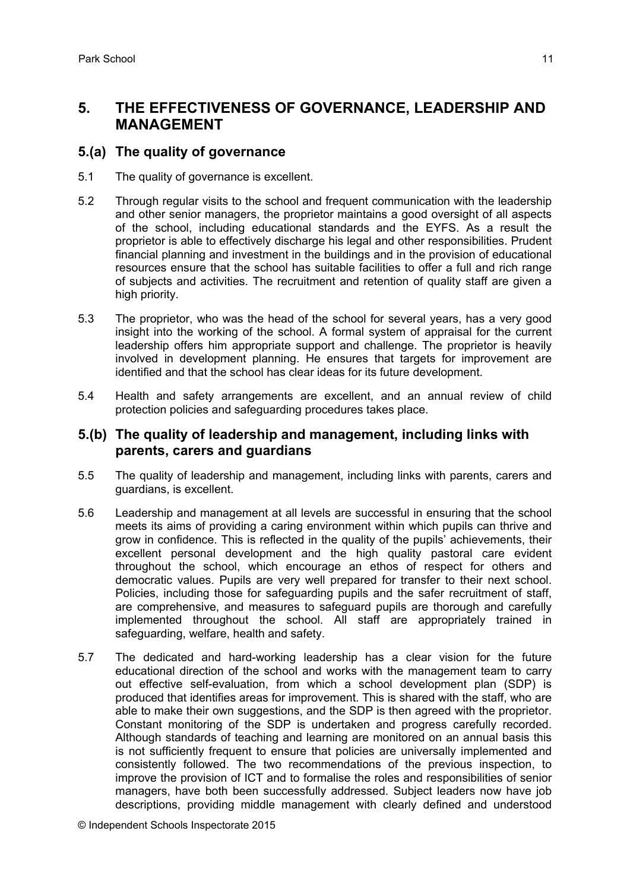## 5. THE EFFECTIVENESS OF GOVERNANCE, LEADERSHIP AND MANAGEMENT

### 5.(a) The quality of governance

5.1 The quality of governance is excellent.

5.2 Through regular visits to the school and frequent communication with the leadership and other senior managers, the proprietor maintains a good oversight of all aspects of the school, including educational standards and the EYFS. As a result the proprietor is able to effectively discharge his legal and other responsibilities. Prudent financial planning and investment in the buildings and in the provision of educational resources ensure that the school has suitable facilities to offer a full and rich range of subjects and activities. The recruitment and retention of quality staff are given a high priority.

5.3 The proprietor, who was the head of the school for several years, has a very good insight into the working of the school. A formal system of appraisal for the current leadership offers him appropriate support and challenge. The proprietor is heavily involved in development planning. He ensures that targets for improvement are identified and that the school has clear ideas for its future development.

5.4 Health and safety arrangements are excellent, and an annual review of child protection policies and safeguarding procedures takes place.

### 5.(b) The quality of leadership and management, including links with parents, carers and guardians

5.5 The quality of leadership and management, including links with parents, carers and guardians, is excellent.

5.6 Leadership and management at all levels are successful in ensuring that the school meets its aims of providing a caring environment within which pupils can thrive and grow in confidence. This is reflected in the quality of the pupils' achievements, their excellent personal development and the high quality pastoral care evident throughout the school, which encourage an ethos of respect for others and democratic values. Pupils are very well prepared for transfer to their next school. Policies, including those for safeguarding pupils and the safer recruitment of staff, are comprehensive, and measures to safeguard pupils are thorough and carefully implemented throughout the school. All staff are appropriately trained in safeguarding, welfare, health and safety.

5.7 The dedicated and hard-working leadership has a clear vision for the future educational direction of the school and works with the management team to carry out effective self-evaluation, from which a school development plan (SDP) is produced that identifies areas for improvement. This is shared with the staff, who are able to make their own suggestions, and the SDP is then agreed with the proprietor. Constant monitoring of the SDP is undertaken and progress carefully recorded. Although standards of teaching and learning are monitored on an annual basis this is not sufficiently frequent to ensure that policies are universally implemented and consistently followed. The two recommendations of the previous inspection, to improve the provision of ICT and to formalise the roles and responsibilities of senior managers, have both been successfully addressed. Subject leaders now have job descriptions, providing middle management with clearly defined and understood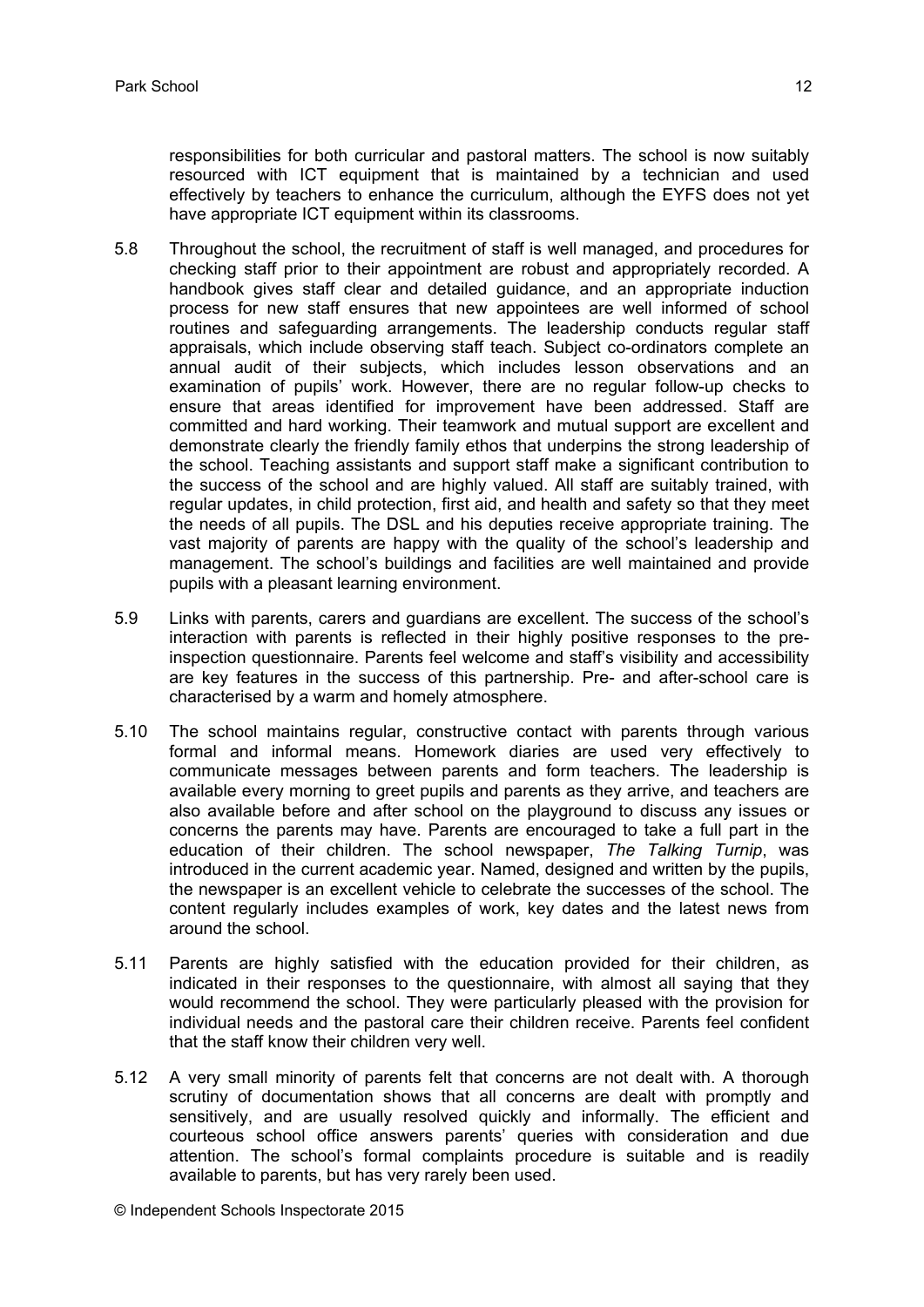responsibilities for both curricular and pastoral matters. The school is now suitably resourced with ICT equipment that is maintained by a technician and used effectively by teachers to enhance the curriculum, although the EYFS does not yet have appropriate ICT equipment within its classrooms.

5.8 Throughout the school, the recruitment of staff is well managed, and procedures for checking staff prior to their appointment are robust and appropriately recorded. A handbook gives staff clear and detailed guidance, and an appropriate induction process for new staff ensures that new appointees are well informed of school routines and safeguarding arrangements. The leadership conducts regular staff appraisals, which include observing staff teach. Subject co-ordinators complete an annual audit of their subjects, which includes lesson observations and an examination of pupils' work. However, there are no regular follow-up checks to ensure that areas identified for improvement have been addressed. Staff are committed and hard working. Their teamwork and mutual support are excellent and demonstrate clearly the friendly family ethos that underpins the strong leadership of the school. Teaching assistants and support staff make a significant contribution to the success of the school and are highly valued. All staff are suitably trained, with regular updates, in child protection, first aid, and health and safety so that they meet the needs of all pupils. The DSL and his deputies receive appropriate training. The vast majority of parents are happy with the quality of the school's leadership and management. The school's buildings and facilities are well maintained and provide pupils with a pleasant learning environment.

5.9 Links with parents, carers and guardians are excellent. The success of the school's interaction with parents is reflected in their highly positive responses to the pre-inspection questionnaire. Parents feel welcome and staff's visibility and accessibility are key features in the success of this partnership. Pre- and after-school care is characterised by a warm and homely atmosphere.

5.10 The school maintains regular, constructive contact with parents through various formal and informal means. Homework diaries are used very effectively to communicate messages between parents and form teachers. The leadership is available every morning to greet pupils and parents as they arrive, and teachers are also available before and after school on the playground to discuss any issues or concerns the parents may have. Parents are encouraged to take a full part in the education of their children. The school newspaper, *The Talking Turnip*, was introduced in the current academic year. Named, designed and written by the pupils, the newspaper is an excellent vehicle to celebrate the successes of the school. The content regularly includes examples of work, key dates and the latest news from around the school.

5.11 Parents are highly satisfied with the education provided for their children, as indicated in their responses to the questionnaire, with almost all saying that they would recommend the school. They were particularly pleased with the provision for individual needs and the pastoral care their children receive. Parents feel confident that the staff know their children very well.

5.12 A very small minority of parents felt that concerns are not dealt with. A thorough scrutiny of documentation shows that all concerns are dealt with promptly and sensitively, and are usually resolved quickly and informally. The efficient and courteous school office answers parents' queries with consideration and due attention. The school's formal complaints procedure is suitable and is readily available to parents, but has very rarely been used.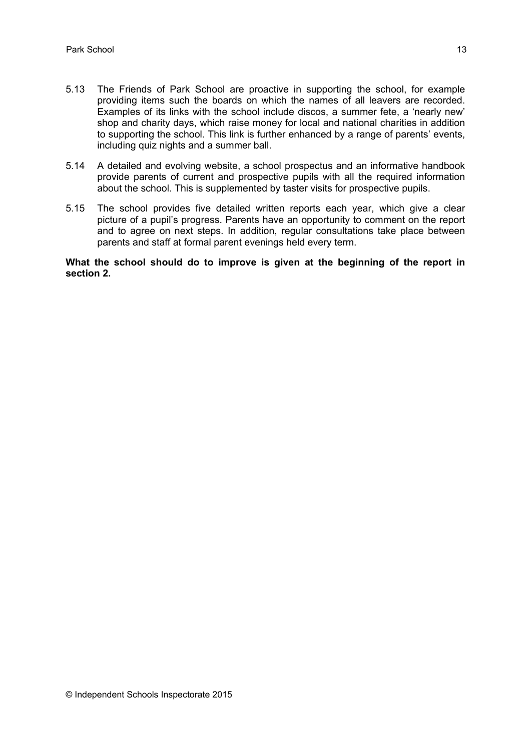5.13 The Friends of Park School are proactive in supporting the school, for example providing items such the boards on which the names of all leavers are recorded. Examples of its links with the school include discos, a summer fete, a 'nearly new' shop and charity days, which raise money for local and national charities in addition to supporting the school. This link is further enhanced by a range of parents' events, including quiz nights and a summer ball.

5.14 A detailed and evolving website, a school prospectus and an informative handbook provide parents of current and prospective pupils with all the required information about the school. This is supplemented by taster visits for prospective pupils.

5.15 The school provides five detailed written reports each year, which give a clear picture of a pupil's progress. Parents have an opportunity to comment on the report and to agree on next steps. In addition, regular consultations take place between parents and staff at formal parent evenings held every term.

**What the school should do to improve is given at the beginning of the report in section 2.**

© Independent Schools Inspectorate 2015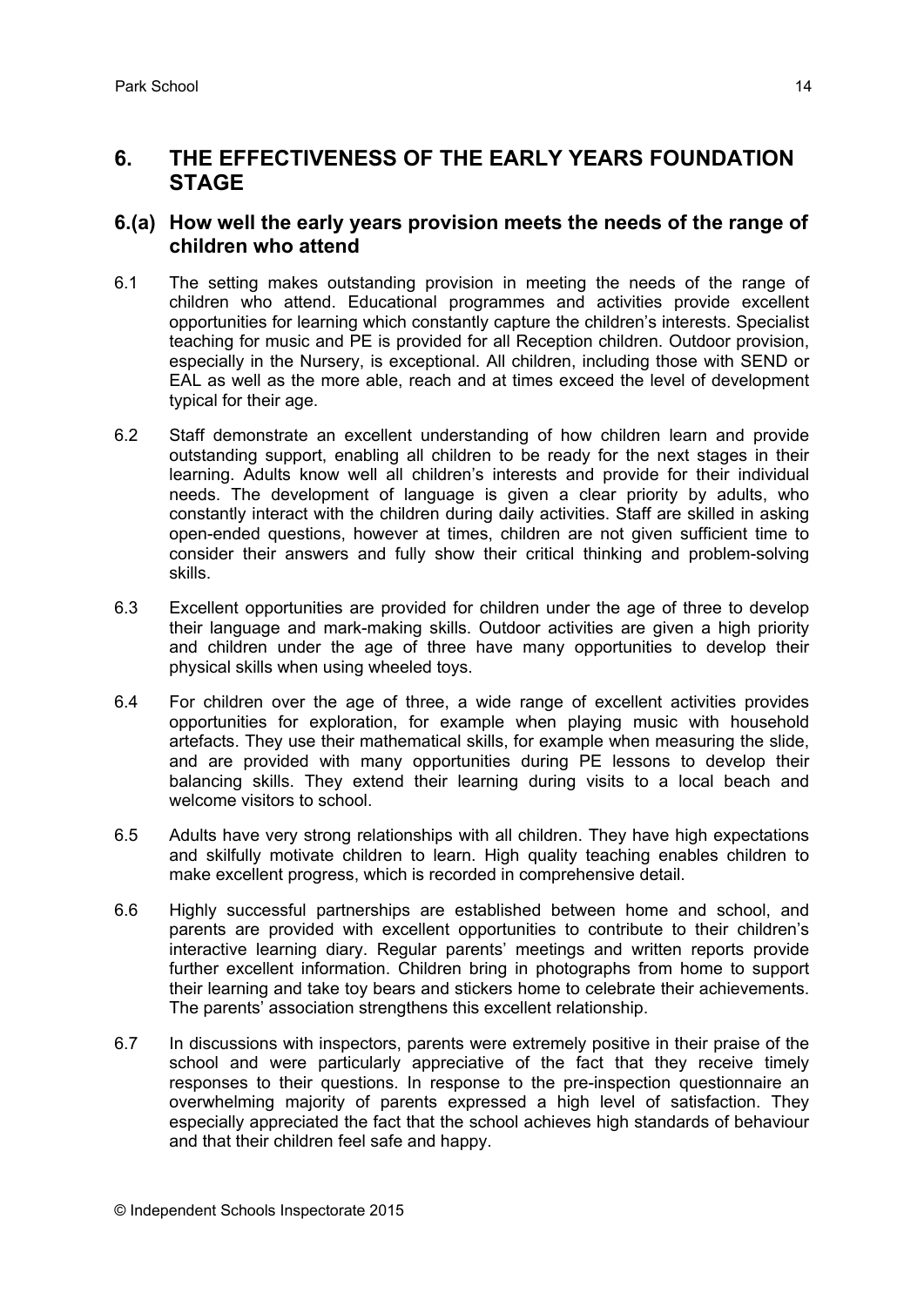# 6. THE EFFECTIVENESS OF THE EARLY YEARS FOUNDATION STAGE

## 6.(a) How well the early years provision meets the needs of the range of children who attend

6.1 The setting makes outstanding provision in meeting the needs of the range of children who attend. Educational programmes and activities provide excellent opportunities for learning which constantly capture the children's interests. Specialist teaching for music and PE is provided for all Reception children. Outdoor provision, especially in the Nursery, is exceptional. All children, including those with SEND or EAL as well as the more able, reach and at times exceed the level of development typical for their age.

6.2 Staff demonstrate an excellent understanding of how children learn and provide outstanding support, enabling all children to be ready for the next stages in their learning. Adults know well all children's interests and provide for their individual needs. The development of language is given a clear priority by adults, who constantly interact with the children during daily activities. Staff are skilled in asking open-ended questions, however at times, children are not given sufficient time to consider their answers and fully show their critical thinking and problem-solving skills.

6.3 Excellent opportunities are provided for children under the age of three to develop their language and mark-making skills. Outdoor activities are given a high priority and children under the age of three have many opportunities to develop their physical skills when using wheeled toys.

6.4 For children over the age of three, a wide range of excellent activities provides opportunities for exploration, for example when playing music with household artefacts. They use their mathematical skills, for example when measuring the slide, and are provided with many opportunities during PE lessons to develop their balancing skills. They extend their learning during visits to a local beach and welcome visitors to school.

6.5 Adults have very strong relationships with all children. They have high expectations and skilfully motivate children to learn. High quality teaching enables children to make excellent progress, which is recorded in comprehensive detail.

6.6 Highly successful partnerships are established between home and school, and parents are provided with excellent opportunities to contribute to their children's interactive learning diary. Regular parents' meetings and written reports provide further excellent information. Children bring in photographs from home to support their learning and take toy bears and stickers home to celebrate their achievements. The parents' association strengthens this excellent relationship.

6.7 In discussions with inspectors, parents were extremely positive in their praise of the school and were particularly appreciative of the fact that they receive timely responses to their questions. In response to the pre-inspection questionnaire an overwhelming majority of parents expressed a high level of satisfaction. They especially appreciated the fact that the school achieves high standards of behaviour and that their children feel safe and happy.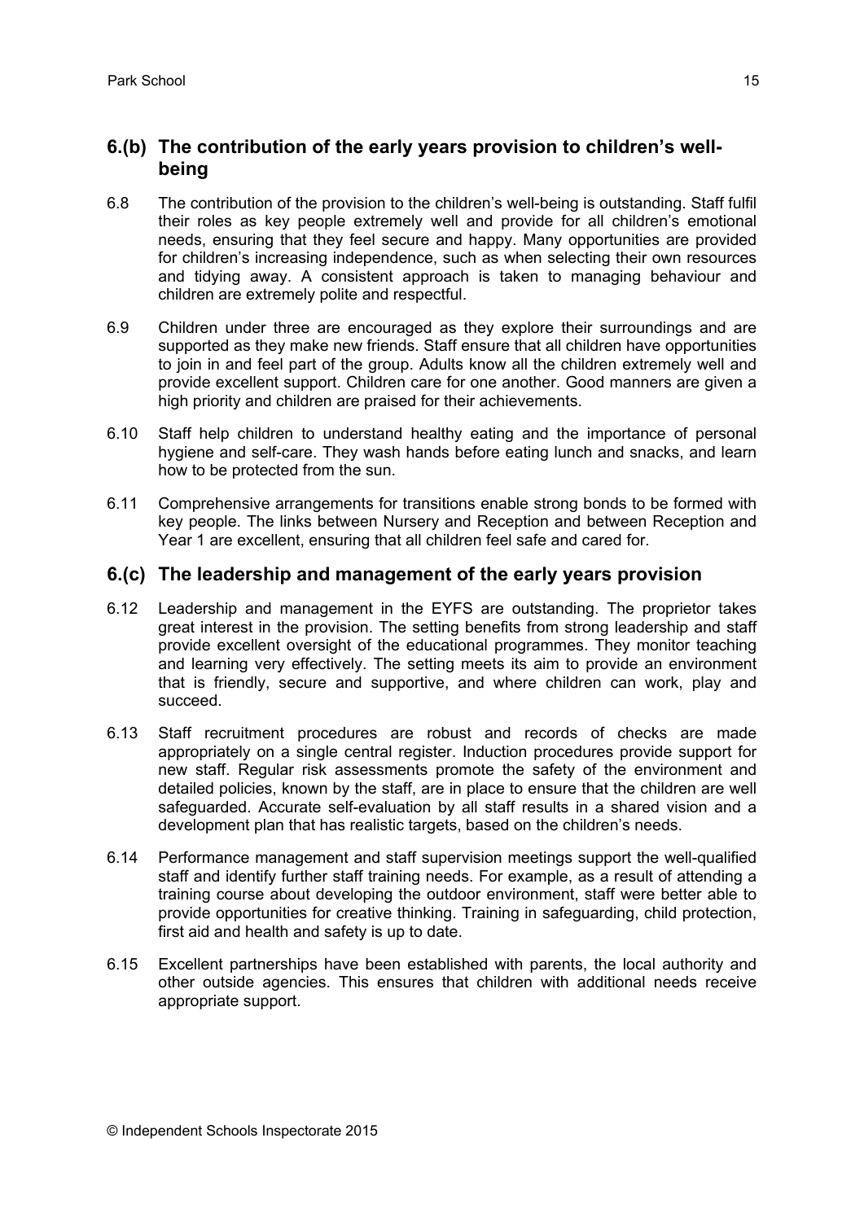## 6.(b) The contribution of the early years provision to children's well-being

6.8 The contribution of the provision to the children's well-being is outstanding. Staff fulfil their roles as key people extremely well and provide for all children's emotional needs, ensuring that they feel secure and happy. Many opportunities are provided for children's increasing independence, such as when selecting their own resources and tidying away. A consistent approach is taken to managing behaviour and children are extremely polite and respectful.

6.9 Children under three are encouraged as they explore their surroundings and are supported as they make new friends. Staff ensure that all children have opportunities to join in and feel part of the group. Adults know all the children extremely well and provide excellent support. Children care for one another. Good manners are given a high priority and children are praised for their achievements.

6.10 Staff help children to understand healthy eating and the importance of personal hygiene and self-care. They wash hands before eating lunch and snacks, and learn how to be protected from the sun.

6.11 Comprehensive arrangements for transitions enable strong bonds to be formed with key people. The links between Nursery and Reception and between Reception and Year 1 are excellent, ensuring that all children feel safe and cared for.

## 6.(c) The leadership and management of the early years provision

6.12 Leadership and management in the EYFS are outstanding. The proprietor takes great interest in the provision. The setting benefits from strong leadership and staff provide excellent oversight of the educational programmes. They monitor teaching and learning very effectively. The setting meets its aim to provide an environment that is friendly, secure and supportive, and where children can work, play and succeed.

6.13 Staff recruitment procedures are robust and records of checks are made appropriately on a single central register. Induction procedures provide support for new staff. Regular risk assessments promote the safety of the environment and detailed policies, known by the staff, are in place to ensure that the children are well safeguarded. Accurate self-evaluation by all staff results in a shared vision and a development plan that has realistic targets, based on the children's needs.

6.14 Performance management and staff supervision meetings support the well-qualified staff and identify further staff training needs. For example, as a result of attending a training course about developing the outdoor environment, staff were better able to provide opportunities for creative thinking. Training in safeguarding, child protection, first aid and health and safety is up to date.

6.15 Excellent partnerships have been established with parents, the local authority and other outside agencies. This ensures that children with additional needs receive appropriate support.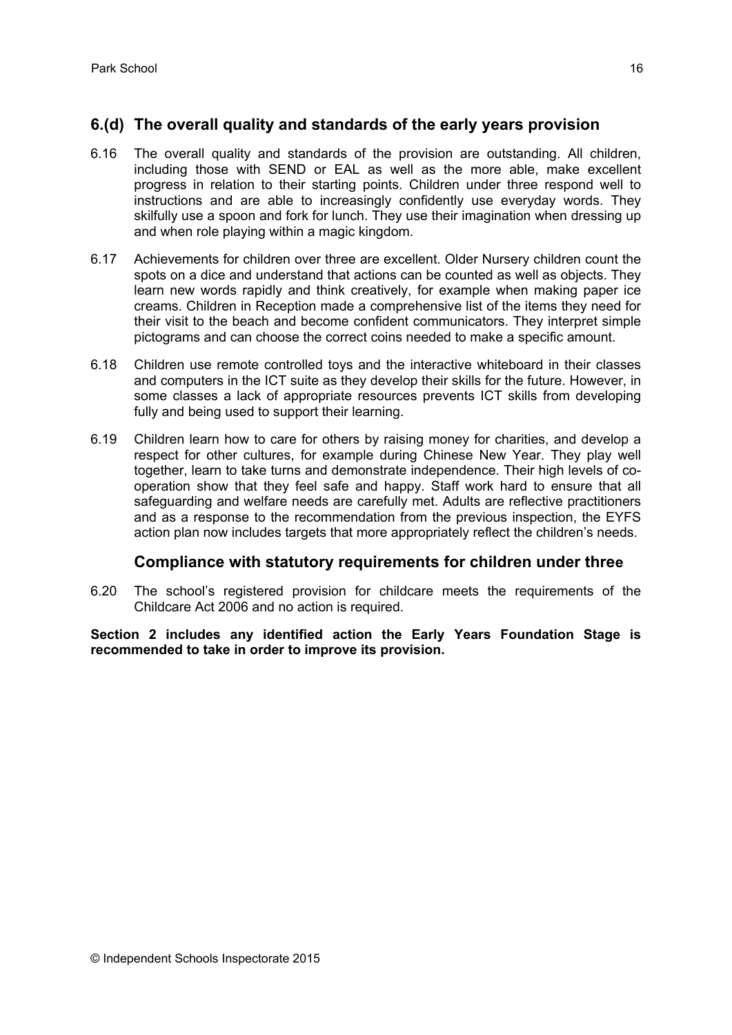## 6.(d) The overall quality and standards of the early years provision

6.16 The overall quality and standards of the provision are outstanding. All children, including those with SEND or EAL as well as the more able, make excellent progress in relation to their starting points. Children under three respond well to instructions and are able to increasingly confidently use everyday words. They skilfully use a spoon and fork for lunch. They use their imagination when dressing up and when role playing within a magic kingdom.

6.17 Achievements for children over three are excellent. Older Nursery children count the spots on a dice and understand that actions can be counted as well as objects. They learn new words rapidly and think creatively, for example when making paper ice creams. Children in Reception made a comprehensive list of the items they need for their visit to the beach and become confident communicators. They interpret simple pictograms and can choose the correct coins needed to make a specific amount.

6.18 Children use remote controlled toys and the interactive whiteboard in their classes and computers in the ICT suite as they develop their skills for the future. However, in some classes a lack of appropriate resources prevents ICT skills from developing fully and being used to support their learning.

6.19 Children learn how to care for others by raising money for charities, and develop a respect for other cultures, for example during Chinese New Year. They play well together, learn to take turns and demonstrate independence. Their high levels of co-operation show that they feel safe and happy. Staff work hard to ensure that all safeguarding and welfare needs are carefully met. Adults are reflective practitioners and as a response to the recommendation from the previous inspection, the EYFS action plan now includes targets that more appropriately reflect the children's needs.

### Compliance with statutory requirements for children under three

6.20 The school's registered provision for childcare meets the requirements of the Childcare Act 2006 and no action is required.

**Section 2 includes any identified action the Early Years Foundation Stage is recommended to take in order to improve its provision.**